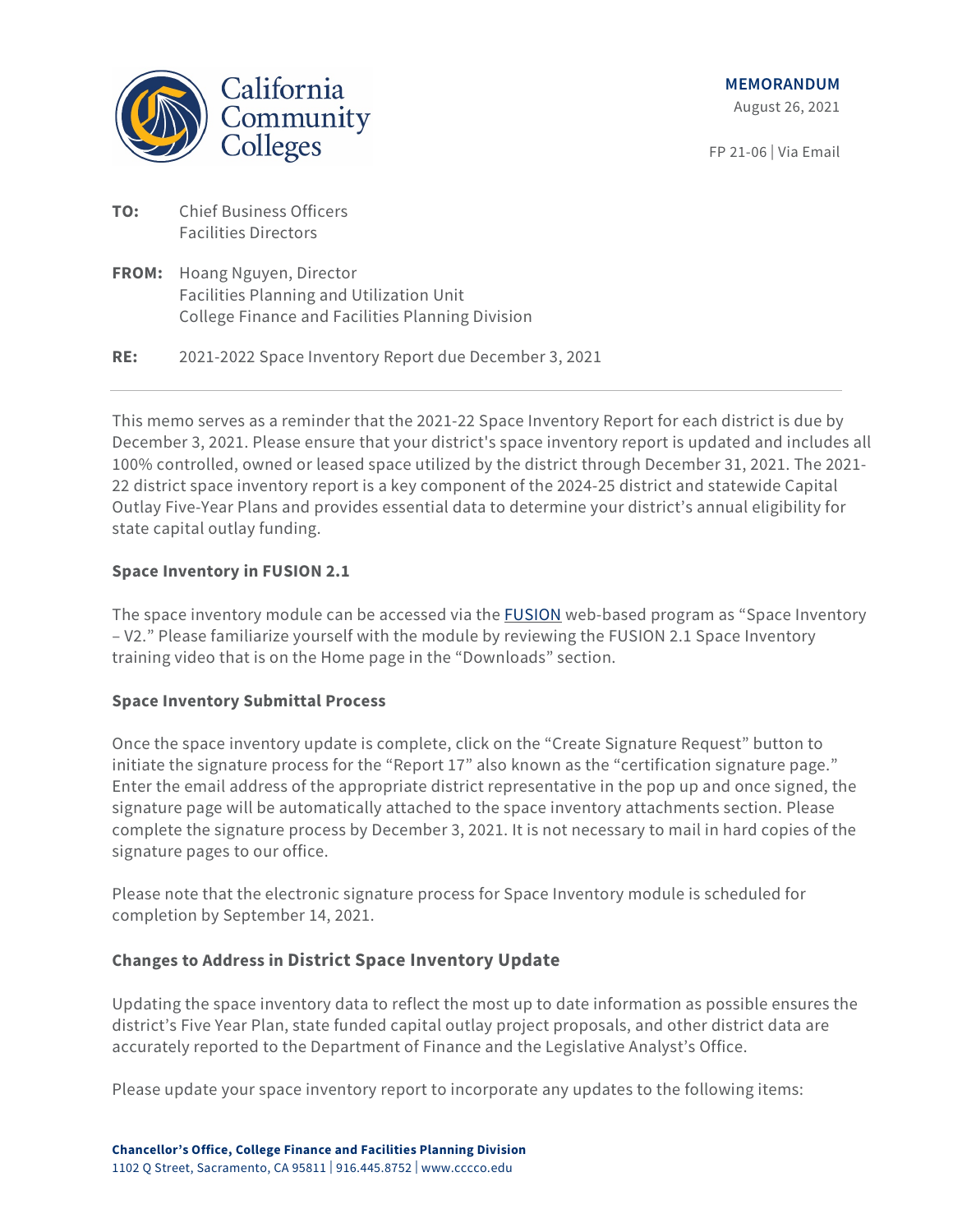**MEMORANDUM**

August 26, 2021

FP 21-06 | Via Email

**TO:** Chief Business Officers
Facilities Directors

**FROM:** Hoang Nguyen, Director
Facilities Planning and Utilization Unit
College Finance and Facilities Planning Division

**RE:** 2021-2022 Space Inventory Report due December 3, 2021

---

This memo serves as a reminder that the 2021-22 Space Inventory Report for each district is due by December 3, 2021. Please ensure that your district's space inventory report is updated and includes all 100% controlled, owned or leased space utilized by the district through December 31, 2021. The 2021-22 district space inventory report is a key component of the 2024-25 district and statewide Capital Outlay Five-Year Plans and provides essential data to determine your district's annual eligibility for state capital outlay funding.

**Space Inventory in FUSION 2.1**

The space inventory module can be accessed via the FUSION web-based program as "Space Inventory – V2." Please familiarize yourself with the module by reviewing the FUSION 2.1 Space Inventory training video that is on the Home page in the "Downloads" section.

**Space Inventory Submittal Process**

Once the space inventory update is complete, click on the "Create Signature Request" button to initiate the signature process for the "Report 17" also known as the "certification signature page." Enter the email address of the appropriate district representative in the pop up and once signed, the signature page will be automatically attached to the space inventory attachments section. Please complete the signature process by December 3, 2021. It is not necessary to mail in hard copies of the signature pages to our office.

Please note that the electronic signature process for Space Inventory module is scheduled for completion by September 14, 2021.

**Changes to Address in District Space Inventory Update**

Updating the space inventory data to reflect the most up to date information as possible ensures the district's Five Year Plan, state funded capital outlay project proposals, and other district data are accurately reported to the Department of Finance and the Legislative Analyst's Office.

Please update your space inventory report to incorporate any updates to the following items: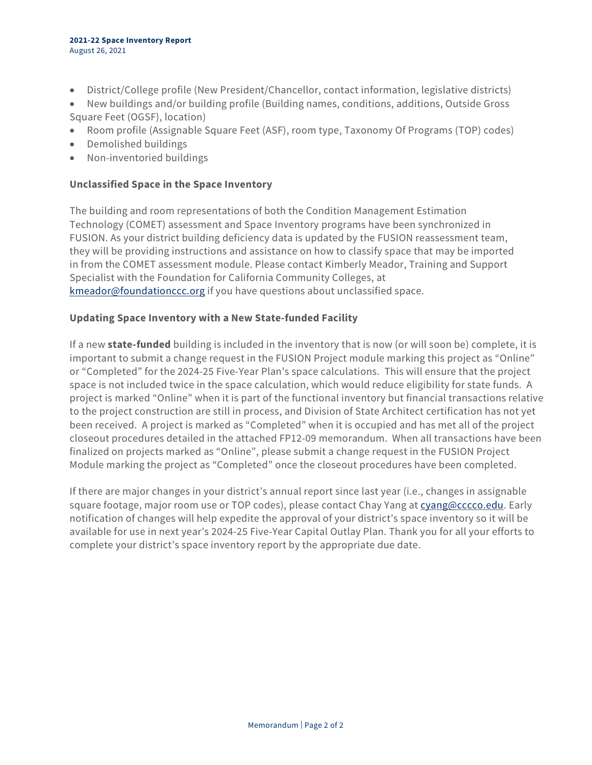- District/College profile (New President/Chancellor, contact information, legislative districts)
- New buildings and/or building profile (Building names, conditions, additions, Outside Gross Square Feet (OGSF), location)
- Room profile (Assignable Square Feet (ASF), room type, Taxonomy Of Programs (TOP) codes)
- Demolished buildings
- Non-inventoried buildings

### Unclassified Space in the Space Inventory

The building and room representations of both the Condition Management Estimation Technology (COMET) assessment and Space Inventory programs have been synchronized in FUSION. As your district building deficiency data is updated by the FUSION reassessment team, they will be providing instructions and assistance on how to classify space that may be imported in from the COMET assessment module. Please contact Kimberly Meador, Training and Support Specialist with the Foundation for California Community Colleges, at kmeador@foundationccc.org if you have questions about unclassified space.

### Updating Space Inventory with a New State-funded Facility

If a new **state-funded** building is included in the inventory that is now (or will soon be) complete, it is important to submit a change request in the FUSION Project module marking this project as "Online" or "Completed" for the 2024-25 Five-Year Plan's space calculations. This will ensure that the project space is not included twice in the space calculation, which would reduce eligibility for state funds. A project is marked "Online" when it is part of the functional inventory but financial transactions relative to the project construction are still in process, and Division of State Architect certification has not yet been received. A project is marked as "Completed" when it is occupied and has met all of the project closeout procedures detailed in the attached FP12-09 memorandum. When all transactions have been finalized on projects marked as "Online", please submit a change request in the FUSION Project Module marking the project as "Completed" once the closeout procedures have been completed.

If there are major changes in your district's annual report since last year (i.e., changes in assignable square footage, major room use or TOP codes), please contact Chay Yang at cyang@cccco.edu. Early notification of changes will help expedite the approval of your district's space inventory so it will be available for use in next year's 2024-25 Five-Year Capital Outlay Plan. Thank you for all your efforts to complete your district's space inventory report by the appropriate due date.